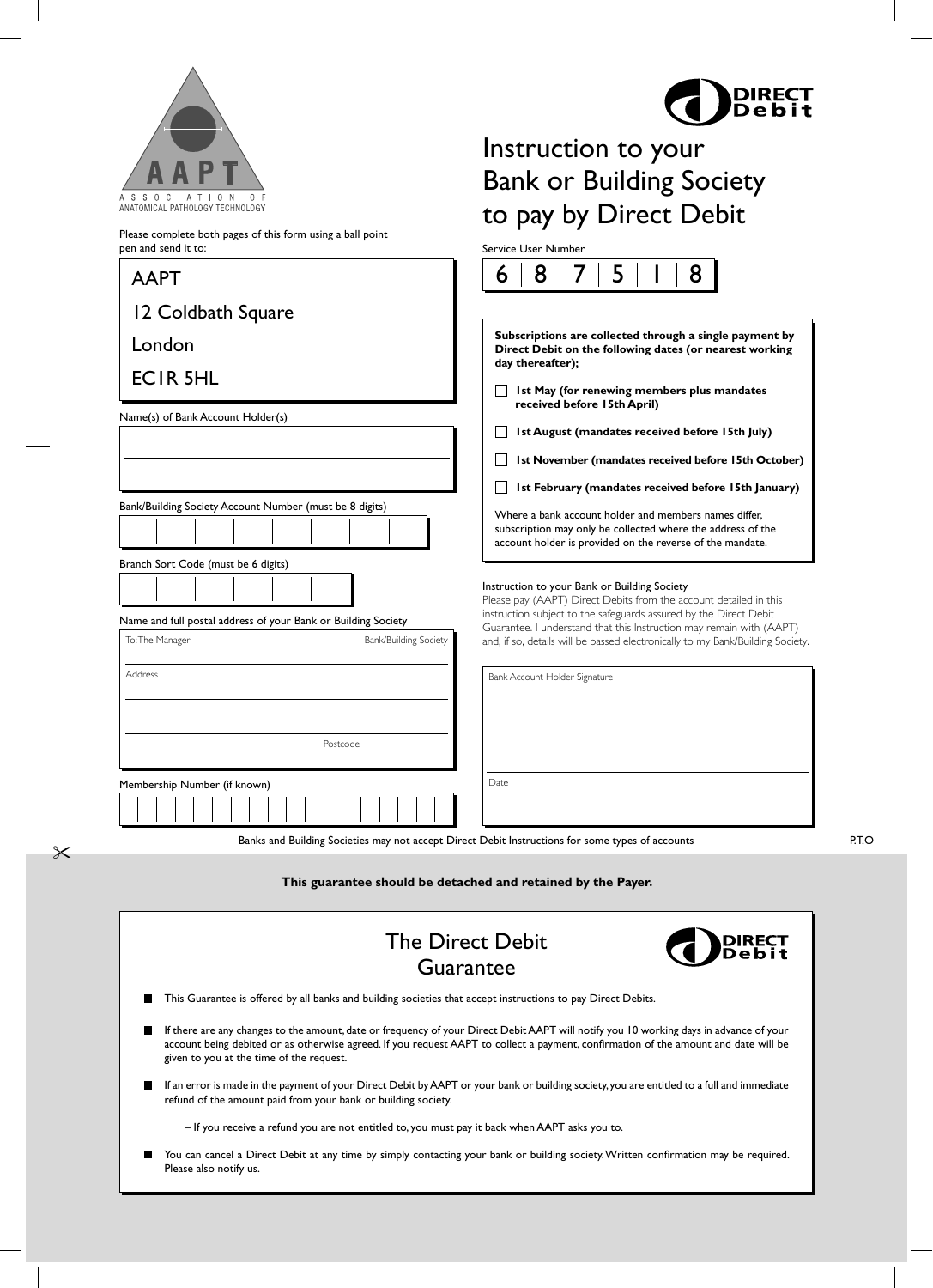AAPT

ASSOCIATION OF ANATOMICAL PATHOLOGY TECHNOLOGY

Please complete both pages of this form using a ball point pen and send it to:

AAPT
12 Coldbath Square
London
EC1R 5HL

Name(s) of Bank Account Holder(s)

Bank/Building Society Account Number (must be 8 digits)

Branch Sort Code (must be 6 digits)

Name and full postal address of your Bank or Building Society

To: The Manager — Bank/Building Society

Address

Postcode

Membership Number (if known)

DIRECT Debit

# Instruction to your Bank or Building Society to pay by Direct Debit

Service User Number

| 6 | 8 | 7 | 5 | 1 | 8 |
|---|---|---|---|---|---|

**Subscriptions are collected through a single payment by Direct Debit on the following dates (or nearest working day thereafter);**

- ☐ **1st May (for renewing members plus mandates received before 15th April)**
- ☐ **1st August (mandates received before 15th July)**
- ☐ **1st November (mandates received before 15th October)**
- ☐ **1st February (mandates received before 15th January)**

Where a bank account holder and members names differ, subscription may only be collected where the address of the account holder is provided on the reverse of the mandate.

Instruction to your Bank or Building Society

Please pay (AAPT) Direct Debits from the account detailed in this instruction subject to the safeguards assured by the Direct Debit Guarantee. I understand that this Instruction may remain with (AAPT) and, if so, details will be passed electronically to my Bank/Building Society.

Bank Account Holder Signature

Date

Banks and Building Societies may not accept Direct Debit Instructions for some types of accounts

P.T.O

**This guarantee should be detached and retained by the Payer.**

## The Direct Debit Guarantee

DIRECT Debit

- This Guarantee is offered by all banks and building societies that accept instructions to pay Direct Debits.
- If there are any changes to the amount, date or frequency of your Direct Debit AAPT will notify you 10 working days in advance of your account being debited or as otherwise agreed. If you request AAPT to collect a payment, confirmation of the amount and date will be given to you at the time of the request.
- If an error is made in the payment of your Direct Debit by AAPT or your bank or building society, you are entitled to a full and immediate refund of the amount paid from your bank or building society.
  - If you receive a refund you are not entitled to, you must pay it back when AAPT asks you to.
- You can cancel a Direct Debit at any time by simply contacting your bank or building society. Written confirmation may be required. Please also notify us.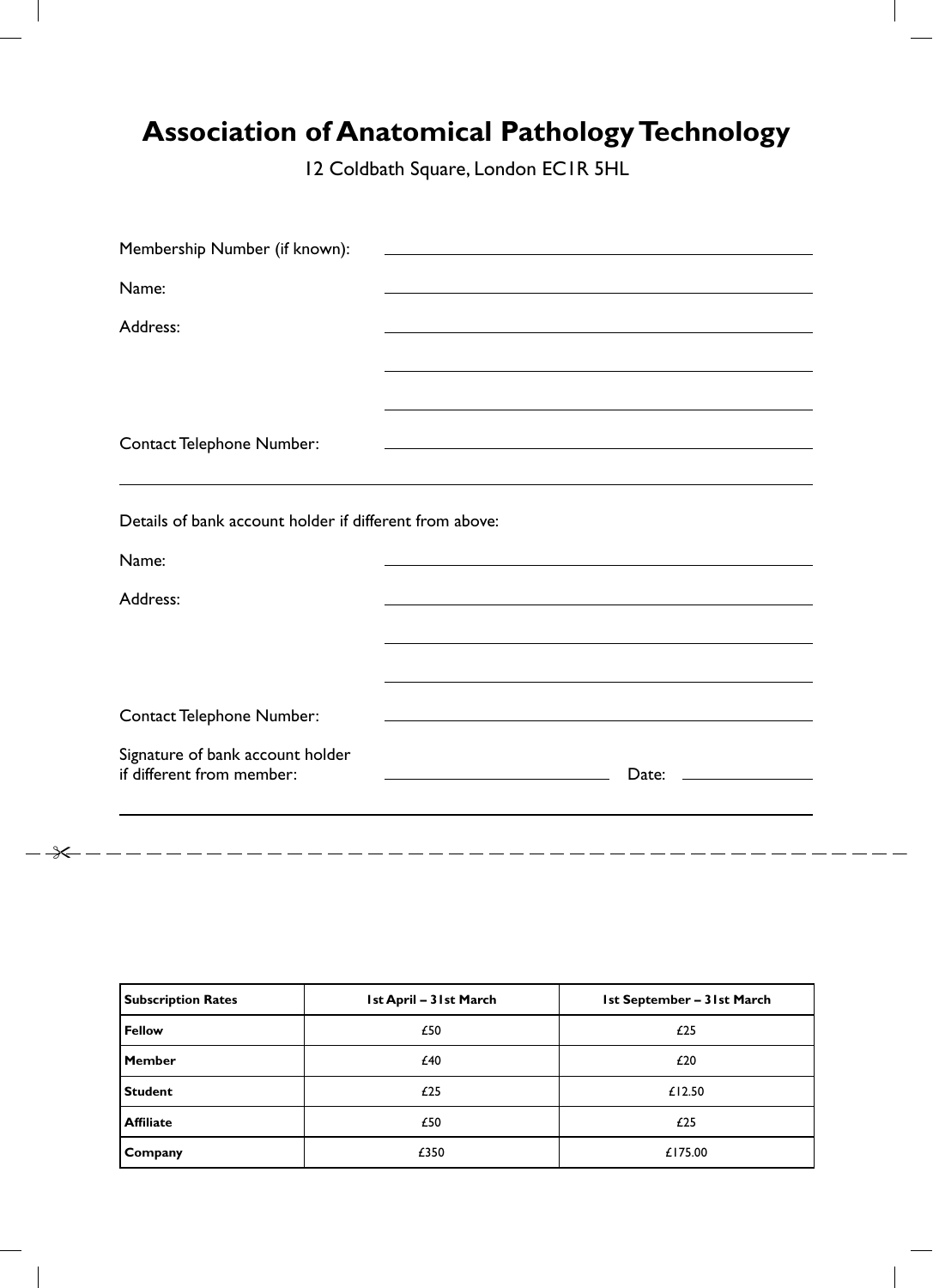# Association of Anatomical Pathology Technology

12 Coldbath Square, London EC1R 5HL

Membership Number (if known): ______________________

Name: ______________________

Address: ______________________

______________________

______________________

Contact Telephone Number: ______________________

---

Details of bank account holder if different from above:

Name: ______________________

Address: ______________________

______________________

______________________

Contact Telephone Number: ______________________

Signature of bank account holder if different from member: ______________________ Date: ____________

---

- - - - - - - - - - - - - - - - - - - - - - - - - - - - - - - - - - - - - - - -

| Subscription Rates | 1st April – 31st March | 1st September – 31st March |
|---|---|---|
| **Fellow** | £50 | £25 |
| **Member** | £40 | £20 |
| **Student** | £25 | £12.50 |
| **Affiliate** | £50 | £25 |
| **Company** | £350 | £175.00 |